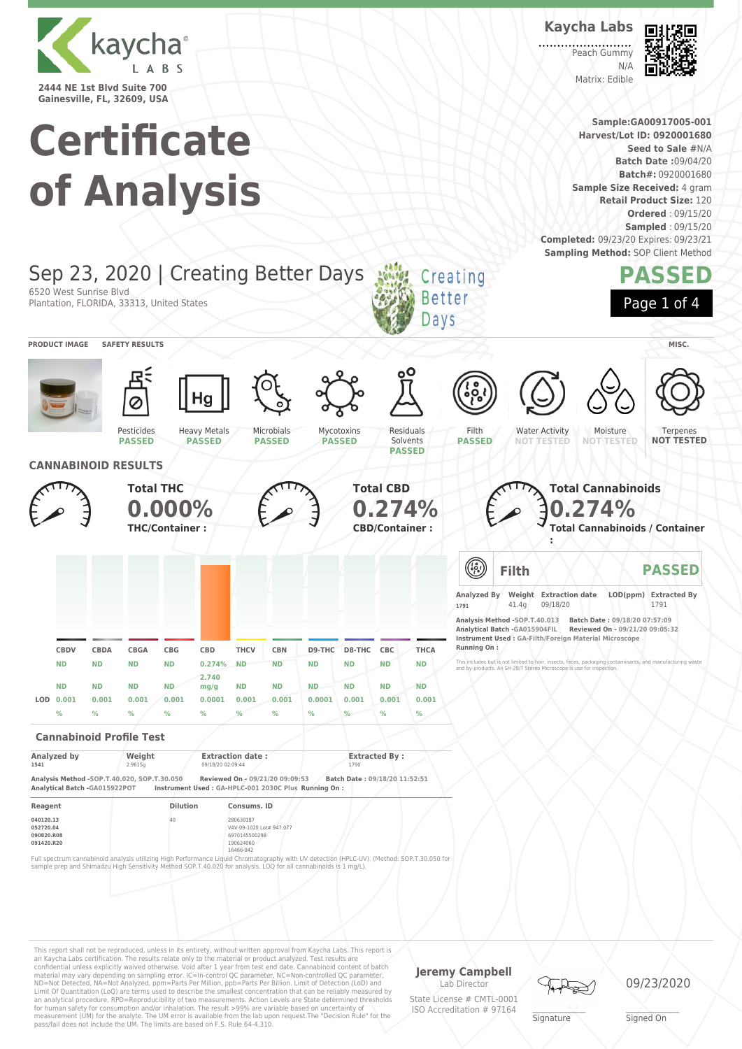kaycha LABS

2444 NE 1st Blvd Suite 700
Gainesville, FL, 32609, USA

**Kaycha Labs**

Peach Gummy
N/A
Matrix: Edible

# Certificate of Analysis

**Sample:**GA00917005-001
**Harvest/Lot ID:** 0920001680
**Seed to Sale** #N/A
**Batch Date** :09/04/20
**Batch#:** 0920001680
**Sample Size Received:** 4 gram
**Retail Product Size:** 120
**Ordered** : 09/15/20
**Sampled** : 09/15/20
**Completed:** 09/23/20 Expires: 09/23/21
**Sampling Method:** SOP Client Method

## Sep 23, 2020 | Creating Better Days

6520 West Sunrise Blvd
Plantation, FLORIDA, 33313, United States

Creating Better Days

**PASSED**

PRODUCT IMAGE | SAFETY RESULTS | MISC.

| Pesticides | Heavy Metals | Microbials | Mycotoxins | Residuals Solvents | Filth | Water Activity | Moisture | Terpenes |
|---|---|---|---|---|---|---|---|---|
| PASSED | PASSED | PASSED | PASSED | PASSED | PASSED | NOT TESTED | NOT TESTED | NOT TESTED |

## CANNABINOID RESULTS

**Total THC**
**0.000%**
**THC/Container :**

**Total CBD**
**0.274%**
**CBD/Container :**

**Total Cannabinoids**
**0.274%**
**Total Cannabinoids / Container :**

| | CBDV | CBDA | CBGA | CBG | CBD | THCV | CBN | D9-THC | D8-THC | CBC | THCA |
|---|---|---|---|---|---|---|---|---|---|---|---|
| | ND | ND | ND | ND | 0.274% | ND | ND | ND | ND | ND | ND |
| | ND | ND | ND | ND | 2.740 mg/g | ND | ND | ND | ND | ND | ND |
| LOD | 0.001 | 0.001 | 0.001 | 0.001 | 0.0001 | 0.001 | 0.001 | 0.0001 | 0.001 | 0.001 | 0.001 |
| | % | % | % | % | % | % | % | % | % | % | % |

### Filth — PASSED

| Analyzed By | Weight | Extraction date | LOD(ppm) | Extracted By |
|---|---|---|---|---|
| 1791 | 41.4g | 09/18/20 | | 1791 |

Analysis Method -SOP.T.40.013 Batch Date : 09/18/20 07:57:09
Analytical Batch -GA015904FIL Reviewed On - 09/21/20 09:05:32
Instrument Used : GA-Filth/Foreign Material Microscope
Running On :

This includes but is not limited to hair, insects, feces, packaging contaminants, and manufacturing waste and by-products. An SH-2B/T Stereo Microscope is use for inspection.

### Cannabinoid Profile Test

| Analyzed by | Weight | Extraction date : | Extracted By : |
|---|---|---|---|
| 1541 | 2.9615g | 09/18/20 02:09:44 | 1790 |

Analysis Method -SOP.T.40.020, SOP.T.30.050 Reviewed On - 09/21/20 09:09:53 Batch Date : 09/18/20 11:52:51
Analytical Batch -GA015922POT Instrument Used : GA-HPLC-001 2030C Plus Running On :

| Reagent | Dilution | Consums. ID |
|---|---|---|
| 040120.13 | 40 | 280630187 |
| 052720.04 | | VAV-09-1020 Lot# 947.077 |
| 090820.R08 | | 6970145500298 |
| 091420.R20 | | 190624060 |
| | | 16466-042 |

Full spectrum cannabinoid analysis utilizing High Performance Liquid Chromatography with UV detection (HPLC-UV). (Method: SOP.T.30.050 for sample prep and Shimadzu High Sensitivity Method SOP.T.40.020 for analysis. LOQ for all cannabinoids is 1 mg/L).

This report shall not be reproduced, unless in its entirety, without written approval from Kaycha Labs. This report is an Kaycha Labs certification. The results relate only to the material or product analyzed. Test results are confidential unless explicitly waived otherwise. Void after 1 year from test end date. Cannabinoid content of batch material may vary depending on sampling error. IC=In-control QC parameter, NC=Non-controlled QC parameter, ND=Not Detected, NA=Not Analyzed, ppm=Parts Per Million, ppb=Parts Per Billion. Limit of Detection (LoD) and Limit Of Quantitation (LoQ) are terms used to describe the smallest concentration that can be reliably measured by an analytical procedure. RPD=Reproducibility of two measurements. Action Levels are State determined thresholds for human safety for consumption and/or inhalation. The result >99% are variable based on uncertainty of measurement (UM) for the analyte. The UM error is available from the lab upon request.The "Decision Rule" for the pass/fail does not include the UM. The limits are based on F.S. Rule 64-4.310.

**Jeremy Campbell**
Lab Director
State License # CMTL-0001
ISO Accreditation # 97164

Signature

09/23/2020
Signed On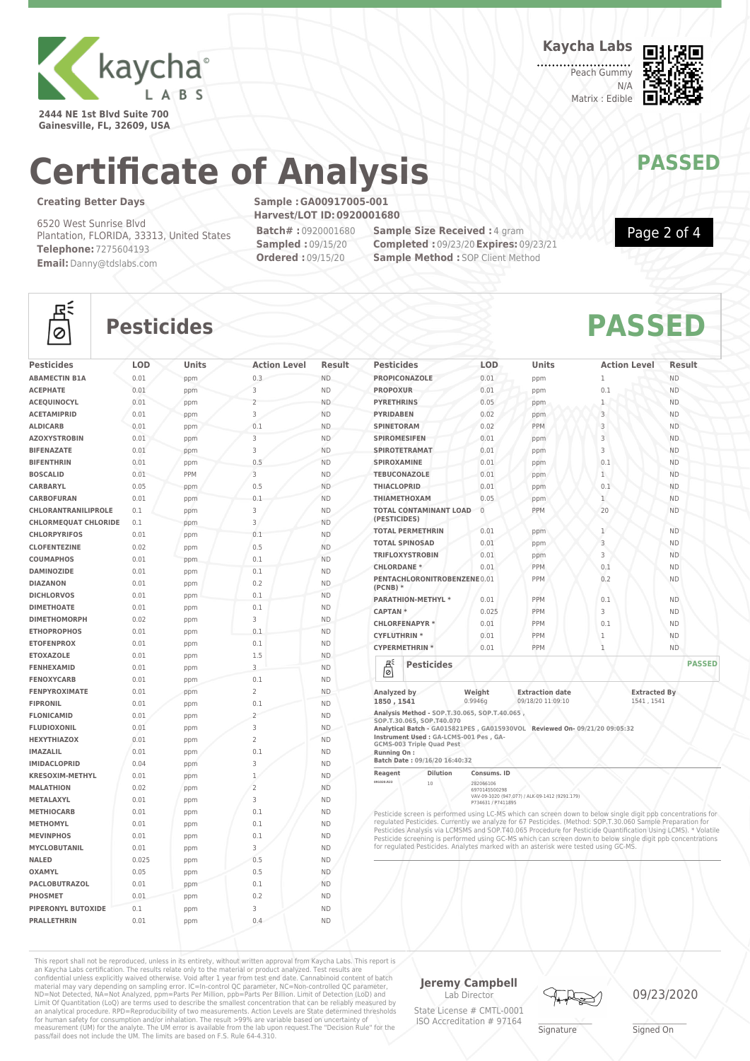Kaycha Labs

2444 NE 1st Blvd Suite 700
Gainesville, FL, 32609, USA

Kaycha Labs
Peach Gummy
N/A
Matrix : Edible

# Certificate of Analysis

**PASSED**

**Creating Better Days**

6520 West Sunrise Blvd
Plantation, FLORIDA, 33313, United States
**Telephone:** 7275604193
**Email:** Danny@tdslabs.com

**Sample : GA00917005-001**
**Harvest/LOT ID: 0920001680**
**Batch# :** 0920001680
**Sampled :** 09/15/20
**Ordered :** 09/15/20
**Sample Size Received :** 4 gram
**Completed :** 09/23/20 **Expires:** 09/23/21
**Sample Method :** SOP Client Method

## Pesticides

**PASSED**

| Pesticides | LOD | Units | Action Level | Result |
|---|---|---|---|---|
| ABAMECTIN B1A | 0.01 | ppm | 0.3 | ND |
| ACEPHATE | 0.01 | ppm | 3 | ND |
| ACEQUINOCYL | 0.01 | ppm | 2 | ND |
| ACETAMIPRID | 0.01 | ppm | 3 | ND |
| ALDICARB | 0.01 | ppm | 0.1 | ND |
| AZOXYSTROBIN | 0.01 | ppm | 3 | ND |
| BIFENAZATE | 0.01 | ppm | 3 | ND |
| BIFENTHRIN | 0.01 | ppm | 0.5 | ND |
| BOSCALID | 0.01 | PPM | 3 | ND |
| CARBARYL | 0.05 | ppm | 0.5 | ND |
| CARBOFURAN | 0.01 | ppm | 0.1 | ND |
| CHLORANTRANILIPROLE | 0.1 | ppm | 3 | ND |
| CHLORMEQUAT CHLORIDE | 0.1 | ppm | 3 | ND |
| CHLORPYRIFOS | 0.01 | ppm | 0.1 | ND |
| CLOFENTEZINE | 0.02 | ppm | 0.5 | ND |
| COUMAPHOS | 0.01 | ppm | 0.1 | ND |
| DAMINOZIDE | 0.01 | ppm | 0.1 | ND |
| DIAZANON | 0.01 | ppm | 0.2 | ND |
| DICHLORVOS | 0.01 | ppm | 0.1 | ND |
| DIMETHOATE | 0.01 | ppm | 0.1 | ND |
| DIMETHOMORPH | 0.02 | ppm | 3 | ND |
| ETHOPROPHOS | 0.01 | ppm | 0.1 | ND |
| ETOFENPROX | 0.01 | ppm | 0.1 | ND |
| ETOXAZOLE | 0.01 | ppm | 1.5 | ND |
| FENHEXAMID | 0.01 | ppm | 3 | ND |
| FENOXYCARB | 0.01 | ppm | 0.1 | ND |
| FENPYROXIMATE | 0.01 | ppm | 2 | ND |
| FIPRONIL | 0.01 | ppm | 0.1 | ND |
| FLONICAMID | 0.01 | ppm | 2 | ND |
| FLUDIOXONIL | 0.01 | ppm | 3 | ND |
| HEXYTHIAZOX | 0.01 | ppm | 2 | ND |
| IMAZALIL | 0.01 | ppm | 0.1 | ND |
| IMIDACLOPRID | 0.04 | ppm | 3 | ND |
| KRESOXIM-METHYL | 0.01 | ppm | 1 | ND |
| MALATHION | 0.02 | ppm | 2 | ND |
| METALAXYL | 0.01 | ppm | 3 | ND |
| METHIOCARB | 0.01 | ppm | 0.1 | ND |
| METHOMYL | 0.01 | ppm | 0.1 | ND |
| MEVINPHOS | 0.01 | ppm | 0.1 | ND |
| MYCLOBUTANIL | 0.01 | ppm | 3 | ND |
| NALED | 0.025 | ppm | 0.5 | ND |
| OXAMYL | 0.05 | ppm | 0.5 | ND |
| PACLOBUTRAZOL | 0.01 | ppm | 0.1 | ND |
| PHOSMET | 0.01 | ppm | 0.2 | ND |
| PIPERONYL BUTOXIDE | 0.1 | ppm | 3 | ND |
| PRALLETHRIN | 0.01 | ppm | 0.4 | ND |
| PROPICONAZOLE | 0.01 | ppm | 1 | ND |
| PROPOXUR | 0.01 | ppm | 0.1 | ND |
| PYRETHRINS | 0.05 | ppm | 1 | ND |
| PYRIDABEN | 0.02 | ppm | 3 | ND |
| SPINETORAM | 0.02 | PPM | 3 | ND |
| SPIROMESIFEN | 0.01 | ppm | 3 | ND |
| SPIROTETRAMAT | 0.01 | ppm | 3 | ND |
| SPIROXAMINE | 0.01 | ppm | 0.1 | ND |
| TEBUCONAZOLE | 0.01 | ppm | 1 | ND |
| THIACLOPRID | 0.01 | ppm | 0.1 | ND |
| THIAMETHOXAM | 0.05 | ppm | 1 | ND |
| TOTAL CONTAMINANT LOAD (PESTICIDES) | 0 | PPM | 20 | ND |
| TOTAL PERMETHRIN | 0.01 | ppm | 1 | ND |
| TOTAL SPINOSAD | 0.01 | ppm | 3 | ND |
| TRIFLOXYSTROBIN | 0.01 | ppm | 3 | ND |
| CHLORDANE * | 0.01 | PPM | 0.1 | ND |
| PENTACHLORONITROBENZENE (PCNB) * | 0.01 | PPM | 0.2 | ND |
| PARATHION-METHYL * | 0.01 | PPM | 0.1 | ND |
| CAPTAN * | 0.025 | PPM | 3 | ND |
| CHLORFENAPYR * | 0.01 | PPM | 0.1 | ND |
| CYFLUTHRIN * | 0.01 | PPM | 1 | ND |
| CYPERMETHRIN * | 0.01 | PPM | 1 | ND |

### Pesticides — PASSED

| Analyzed by | Weight | Extraction date | Extracted By |
|---|---|---|---|
| 1850 , 1541 | 0.9946g | 09/18/20 11:09:10 | 1541 , 1541 |

**Analysis Method -** SOP.T.30.065, SOP.T.40.065 , SOP.T.30.065, SOP.T40.070
**Analytical Batch -** GA015821PES , GA015930VOL **Reviewed On -** 09/21/20 09:05:32
**Instrument Used :** GA-LCMS-001 Pes , GA-GCMS-003 Triple Quad Pest
**Running On :**
**Batch Date :** 09/16/20 16:40:32

| Reagent | Dilution | Consums. ID |
|---|---|---|
| 091020.R03 | 10 | 282066106 6970145500298 VAV-09-1020 (947.077) / ALK-09-1412 (9291.179) P734631 / P7411895 |

Pesticide screen is performed using LC-MS which can screen down to below single digit ppb concentrations for regulated Pesticides. Currently we analyze for 67 Pesticides. (Method: SOP.T.30.065 Sample Preparation for Pesticides Analysis via LCMSMS and SOP.T40.065 Procedure for Pesticide Quantification Using LCMS). * Volatile Pesticide screening is performed using GC-MS which can screen down to below single digit ppb concentrations for regulated Pesticides. Analytes marked with an asterisk were tested using GC-MS.

This report shall not be reproduced, unless in its entirety, without written approval from Kaycha Labs. This report is an Kaycha Labs certification. The results relate only to the material or product analyzed. Test results are confidential unless explicitly waived otherwise. Void after 1 year from test end date. Cannabinoid content of batch material may vary depending on sampling error. IC=In-control QC parameter, NC=Non-controlled QC parameter, ND=Not Detected, NA=Not Analyzed, ppm=Parts Per Million, ppb=Parts Per Billion. Limit of Detection (LoD) and Limit Of Quantitation (LoQ) are terms used to describe the smallest concentration that can be reliably measured by an analytical procedure. RPD=Reproducibility of two measurements. Action Levels are State determined thresholds for human safety for consumption and/or inhalation. The result >99% are variable based on uncertainty of measurement (UM) for the analyte. The UM error is available from the lab upon request.The "Decision Rule" for the pass/fail does not include the UM. The limits are based on F.S. Rule 64-4.310.

**Jeremy Campbell**
Lab Director
State License # CMTL-0001
ISO Accreditation # 97164

Signature

09/23/2020
Signed On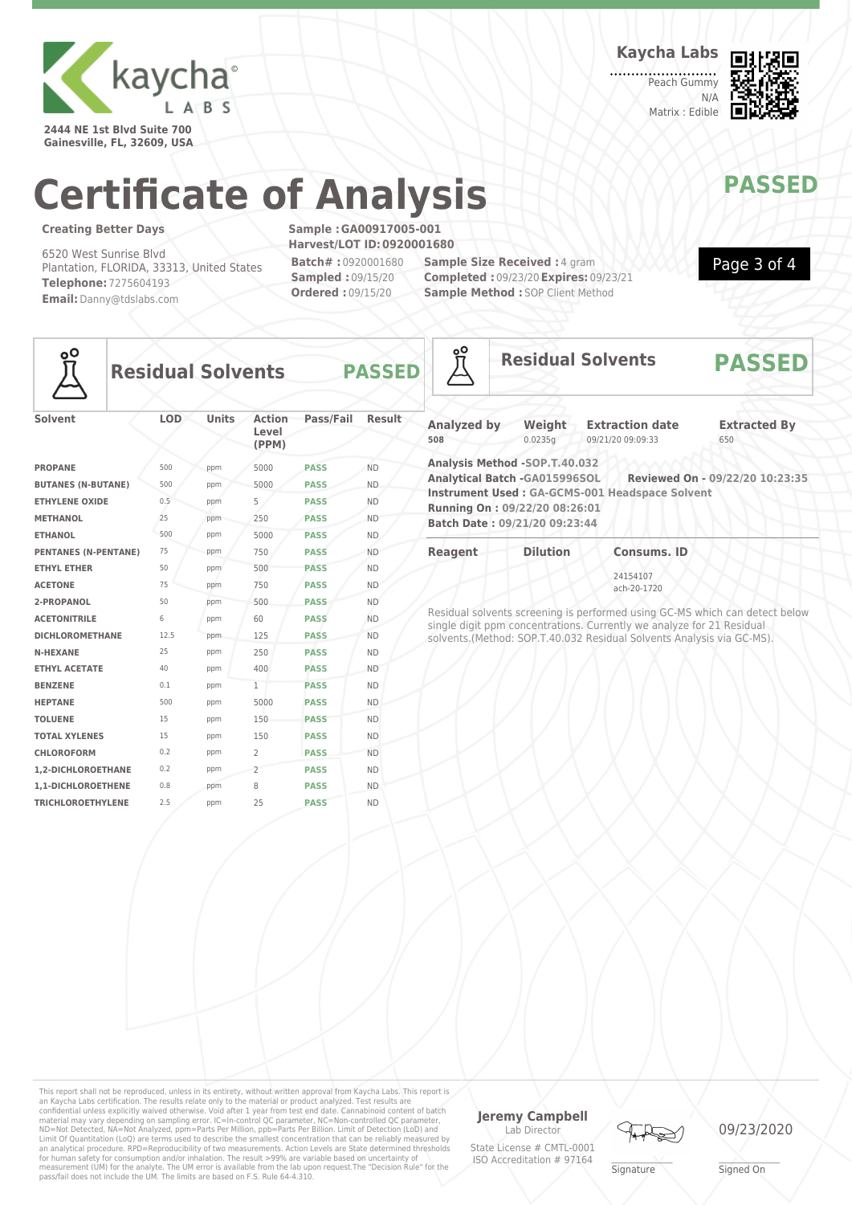kaycha LABS

2444 NE 1st Blvd Suite 700
Gainesville, FL, 32609, USA

**Kaycha Labs**

Peach Gummy
N/A
Matrix : Edible

# Certificate of Analysis

**PASSED**

**Creating Better Days**

6520 West Sunrise Blvd
Plantation, FLORIDA, 33313, United States
**Telephone:** 7275604193
**Email:** Danny@tdslabs.com

**Sample :** GA00917005-001
**Harvest/LOT ID:** 0920001680
**Batch# :** 0920001680
**Sampled :** 09/15/20
**Ordered :** 09/15/20
**Sample Size Received :** 4 gram
**Completed :** 09/23/20 **Expires:** 09/23/21
**Sample Method :** SOP Client Method

## Residual Solvents — PASSED

| Solvent | LOD | Units | Action Level (PPM) | Pass/Fail | Result |
|---|---|---|---|---|---|
| PROPANE | 500 | ppm | 5000 | PASS | ND |
| BUTANES (N-BUTANE) | 500 | ppm | 5000 | PASS | ND |
| ETHYLENE OXIDE | 0.5 | ppm | 5 | PASS | ND |
| METHANOL | 25 | ppm | 250 | PASS | ND |
| ETHANOL | 500 | ppm | 5000 | PASS | ND |
| PENTANES (N-PENTANE) | 75 | ppm | 750 | PASS | ND |
| ETHYL ETHER | 50 | ppm | 500 | PASS | ND |
| ACETONE | 75 | ppm | 750 | PASS | ND |
| 2-PROPANOL | 50 | ppm | 500 | PASS | ND |
| ACETONITRILE | 6 | ppm | 60 | PASS | ND |
| DICHLOROMETHANE | 12.5 | ppm | 125 | PASS | ND |
| N-HEXANE | 25 | ppm | 250 | PASS | ND |
| ETHYL ACETATE | 40 | ppm | 400 | PASS | ND |
| BENZENE | 0.1 | ppm | 1 | PASS | ND |
| HEPTANE | 500 | ppm | 5000 | PASS | ND |
| TOLUENE | 15 | ppm | 150 | PASS | ND |
| TOTAL XYLENES | 15 | ppm | 150 | PASS | ND |
| CHLOROFORM | 0.2 | ppm | 2 | PASS | ND |
| 1,2-DICHLOROETHANE | 0.2 | ppm | 2 | PASS | ND |
| 1,1-DICHLOROETHENE | 0.8 | ppm | 8 | PASS | ND |
| TRICHLOROETHYLENE | 2.5 | ppm | 25 | PASS | ND |

## Residual Solvents — PASSED

| Analyzed by | Weight | Extraction date | Extracted By |
|---|---|---|---|
| 508 | 0.0235g | 09/21/20 09:09:33 | 650 |

**Analysis Method -** SOP.T.40.032
**Analytical Batch -** GA015996SOL **Reviewed On -** 09/22/20 10:23:35
**Instrument Used :** GA-GCMS-001 Headspace Solvent
**Running On :** 09/22/20 08:26:01
**Batch Date :** 09/21/20 09:23:44

| Reagent | Dilution | Consums. ID |
|---|---|---|
| | | 24154107<br>ach-20-1720 |

Residual solvents screening is performed using GC-MS which can detect below single digit ppm concentrations. Currently we analyze for 21 Residual solvents.(Method: SOP.T.40.032 Residual Solvents Analysis via GC-MS).

This report shall not be reproduced, unless in its entirety, without written approval from Kaycha Labs. This report is an Kaycha Labs certification. The results relate only to the material or product analyzed. Test results are confidential unless explicitly waived otherwise. Void after 1 year from test end date. Cannabinoid content of batch material may vary depending on sampling error. IC=In-control QC parameter, NC=Non-controlled QC parameter, ND=Not Detected, NA=Not Analyzed, ppm=Parts Per Million, ppb=Parts Per Billion. Limit of Detection (LoD) and Limit Of Quantitation (LoQ) are terms used to describe the smallest concentration that can be reliably measured by an analytical procedure. RPD=Reproducibility of two measurements. Action Levels are State determined thresholds for human safety for consumption and/or inhalation. The result >99% are variable based on uncertainty of measurement (UM) for the analyte. The UM error is available from the lab upon request.The "Decision Rule" for the pass/fail does not include the UM. The limits are based on F.S. Rule 64-4.310.

**Jeremy Campbell**
Lab Director
State License # CMTL-0001
ISO Accreditation # 97164

Signature

09/23/2020
Signed On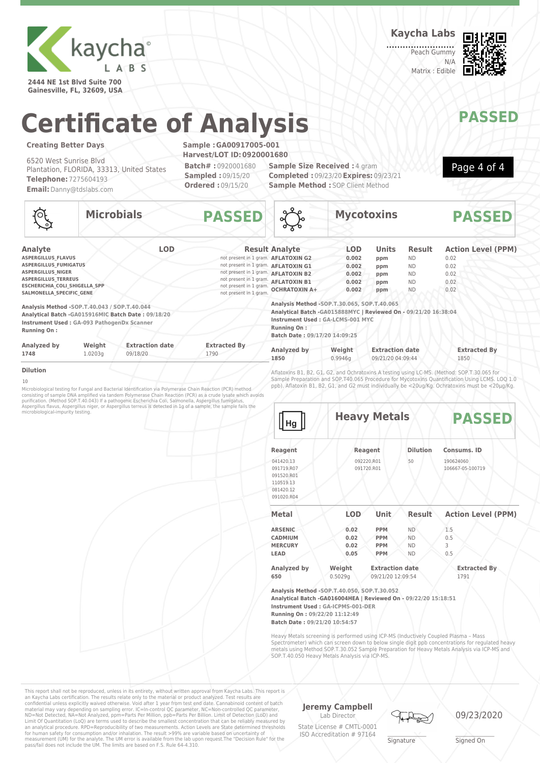**Kaycha Labs**

2444 NE 1st Blvd Suite 700
Gainesville, FL, 32609, USA

Peach Gummy
N/A
Matrix : Edible

# Certificate of Analysis

**PASSED**

**Creating Better Days**

6520 West Sunrise Blvd
Plantation, FLORIDA, 33313, United States
**Telephone:** 7275604193
**Email:** Danny@tdslabs.com

**Sample :** GA00917005-001
**Harvest/LOT ID:** 0920001680
**Batch# :** 0920001680
**Sampled :** 09/15/20
**Ordered :** 09/15/20
**Sample Size Received :** 4 gram
**Completed :** 09/23/20 **Expires:** 09/23/21
**Sample Method :** SOP Client Method

## Microbials — PASSED

| Analyte | LOD | Result |
|---|---|---|
| ASPERGILLUS_FLAVUS | | not present in 1 gram. |
| ASPERGILLUS_FUMIGATUS | | not present in 1 gram. |
| ASPERGILLUS_NIGER | | not present in 1 gram. |
| ASPERGILLUS_TERREUS | | not present in 1 gram. |
| ESCHERICHIA_COLI_SHIGELLA_SPP | | not present in 1 gram. |
| SALMONELLA_SPECIFIC_GENE | | not present in 1 gram. |

**Analysis Method** -SOP.T.40.043 / SOP.T.40.044
**Analytical Batch** -GA015916MIC **Batch Date :** 09/18/20
**Instrument Used :** GA-093 PathogenDx Scanner
**Running On :**

| Analyzed by | Weight | Extraction date | Extracted By |
|---|---|---|---|
| 1748 | 1.0203g | 09/18/20 | 1790 |

**Dilution**

10

Microbiological testing for Fungal and Bacterial Identification via Polymerase Chain Reaction (PCR) method consisting of sample DNA amplified via tandem Polymerase Chain Reaction (PCR) as a crude lysate which avoids purification. (Method SOP.T.40.043) If a pathogenic Escherichia Coli, Salmonella, Aspergillus fumigatus, Aspergillus flavus, Aspergillus niger, or Aspergillus terreus is detected in 1g of a sample, the sample fails the microbiological-impurity testing.

## Mycotoxins — PASSED

| Analyte | LOD | Units | Result | Action Level (PPM) |
|---|---|---|---|---|
| AFLATOXIN G2 | 0.002 | ppm | ND | 0.02 |
| AFLATOXIN G1 | 0.002 | ppm | ND | 0.02 |
| AFLATOXIN B2 | 0.002 | ppm | ND | 0.02 |
| AFLATOXIN B1 | 0.002 | ppm | ND | 0.02 |
| OCHRATOXIN A+ | 0.002 | ppm | ND | 0.02 |

**Analysis Method** -SOP.T.30.065, SOP.T.40.065
**Analytical Batch** -GA015888MYC | **Reviewed On** - 09/21/20 16:38:04
**Instrument Used :** GA-LCMS-001 MYC
**Running On :**
**Batch Date :** 09/17/20 14:09:25

| Analyzed by | Weight | Extraction date | Extracted By |
|---|---|---|---|
| 1850 | 0.9946g | 09/21/20 04:09:44 | 1850 |

Aflatoxins B1, B2, G1, G2, and Ochratoxins A testing using LC-MS. (Method: SOP.T.30.065 for Sample Preparation and SOP.T40.065 Procedure for Mycotoxins Quantification Using LCMS. LOQ 1.0 ppb). Aflatoxin B1, B2, G1, and G2 must individually be <20ug/Kg. Ochratoxins must be <20μg/Kg.

## Heavy Metals — PASSED

| Reagent | Reagent | Dilution | Consums. ID |
|---|---|---|---|
| 041420.13 | 092220.R01 | 50 | 190624060 |
| 091719.R07 | 091720.R01 | | 106667-05-100719 |
| 091520.R01 | | | |
| 110519.13 | | | |
| 081420.12 | | | |
| 091020.R04 | | | |

| Metal | LOD | Unit | Result | Action Level (PPM) |
|---|---|---|---|---|
| ARSENIC | 0.02 | PPM | ND | 1.5 |
| CADMIUM | 0.02 | PPM | ND | 0.5 |
| MERCURY | 0.02 | PPM | ND | 3 |
| LEAD | 0.05 | PPM | ND | 0.5 |

| Analyzed by | Weight | Extraction date | Extracted By |
|---|---|---|---|
| 650 | 0.5029g | 09/21/20 12:09:54 | 1791 |

**Analysis Method** -SOP.T.40.050, SOP.T.30.052
**Analytical Batch** -GA016004HEA | **Reviewed On** - 09/22/20 15:18:51
**Instrument Used :** GA-ICPMS-001-DER
**Running On :** 09/22/20 11:12:49
**Batch Date :** 09/21/20 10:54:57

Heavy Metals screening is performed using ICP-MS (Inductively Coupled Plasma - Mass Spectrometer) which can screen down to below single digit ppb concentrations for regulated heavy metals using Method SOP.T.30.052 Sample Preparation for Heavy Metals Analysis via ICP-MS and SOP.T.40.050 Heavy Metals Analysis via ICP-MS.

---

This report shall not be reproduced, unless in its entirety, without written approval from Kaycha Labs. This report is an Kaycha Labs certification. The results relate only to the material or product analyzed. Test results are confidential unless explicitly waived otherwise. Void after 1 year from test end date. Cannabinoid content of batch material may vary depending on sampling error. IC=In-control QC parameter, NC=Non-controlled QC parameter, ND=Not Detected, NA=Not Analyzed, ppm=Parts Per Million, ppb=Parts Per Billion. Limit of Detection (LoD) and Limit Of Quantitation (LoQ) are terms used to describe the smallest concentration that can be reliably measured by an analytical procedure. RPD=Reproducibility of two measurements. Action Levels are State determined thresholds for human safety for consumption and/or inhalation. The result >99% are variable based on uncertainty of measurement (UM) for the analyte. The UM error is available from the lab upon request.The "Decision Rule" for the pass/fail does not include the UM. The limits are based on F.S. Rule 64-4.310.

**Jeremy Campbell**
Lab Director
State License # CMTL-0001
ISO Accreditation # 97164

Signature

09/23/2020
Signed On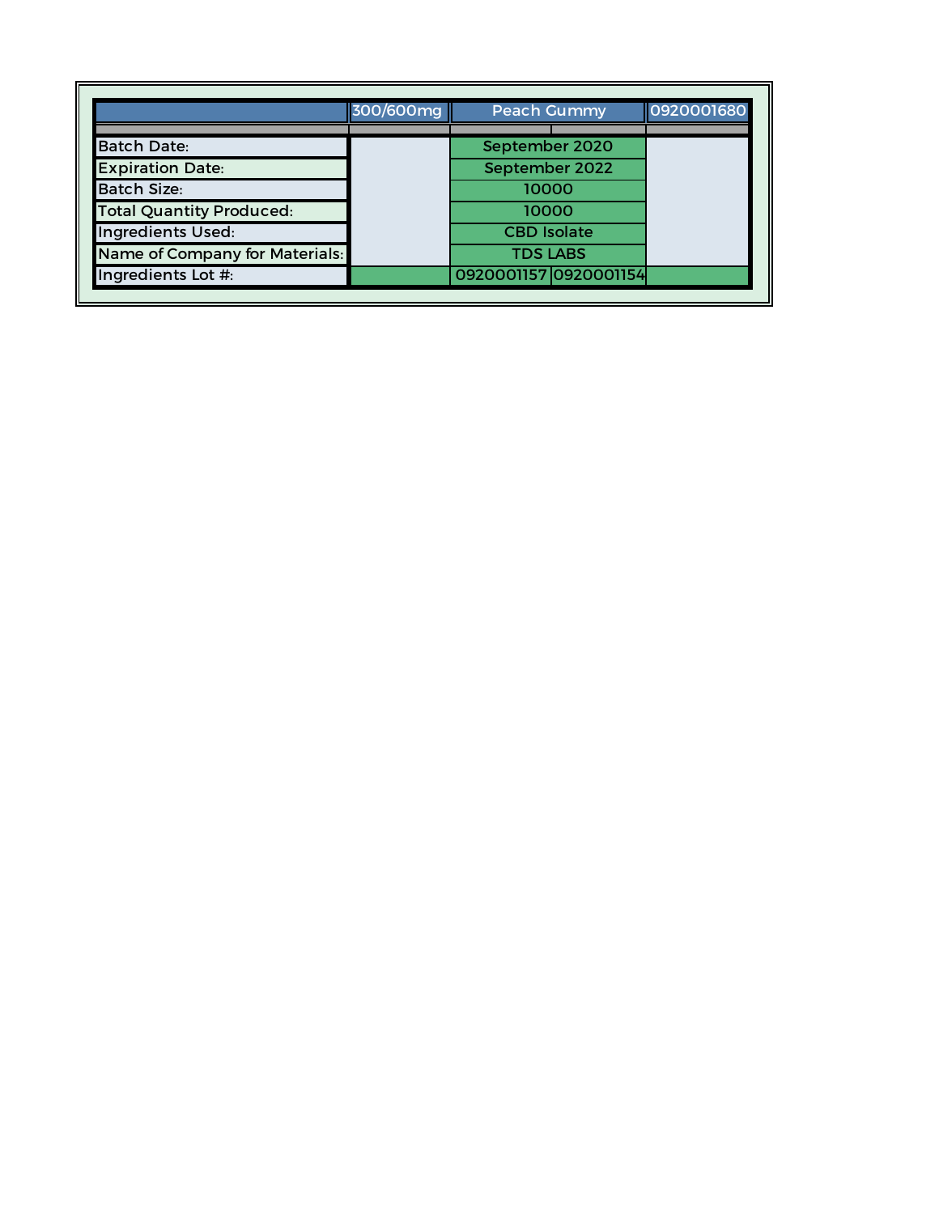| | 300/600mg | Peach Gummy | | 0920001680 |
|---|---|---|---|---|
| | | | | |
| Batch Date: | | September 2020 | | |
| Expiration Date: | | September 2022 | | |
| Batch Size: | | 10000 | | |
| Total Quantity Produced: | | 10000 | | |
| Ingredients Used: | | CBD Isolate | | |
| Name of Company for Materials: | | TDS LABS | | |
| Ingredients Lot #: | | 0920001157 | 0920001154 | |